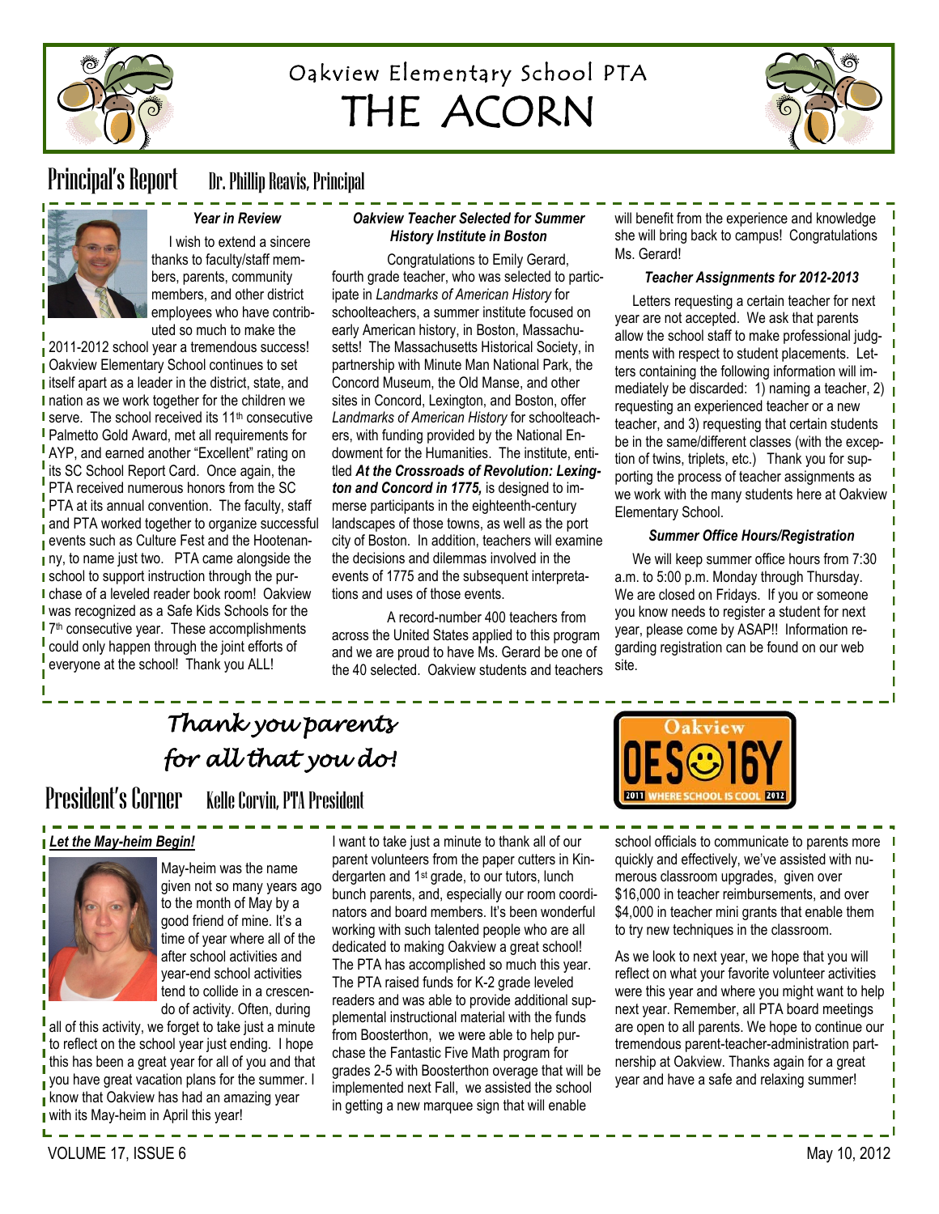Oakview Elementary School PTA

# THE ACORN

## Principal's Report — Dr. Phillip Reavis, Principal

### *Year in Review*

I wish to extend a sincere thanks to faculty/staff members, parents, community members, and other district employees who have contributed so much to make the 2011-2012 school year a tremendous success! Oakview Elementary School continues to set itself apart as a leader in the district, state, and nation as we work together for the children we serve. The school received its 11th consecutive Palmetto Gold Award, met all requirements for AYP, and earned another "Excellent" rating on its SC School Report Card. Once again, the PTA received numerous honors from the SC PTA at its annual convention. The faculty, staff and PTA worked together to organize successful events such as Culture Fest and the Hootenanny, to name just two. PTA came alongside the school to support instruction through the purchase of a leveled reader book room! Oakview was recognized as a Safe Kids Schools for the 7th consecutive year. These accomplishments could only happen through the joint efforts of everyone at the school! Thank you ALL!

### *Oakview Teacher Selected for Summer History Institute in Boston*

Congratulations to Emily Gerard, fourth grade teacher, who was selected to participate in *Landmarks of American History* for schoolteachers, a summer institute focused on early American history, in Boston, Massachusetts! The Massachusetts Historical Society, in partnership with Minute Man National Park, the Concord Museum, the Old Manse, and other sites in Concord, Lexington, and Boston, offer *Landmarks of American History* for schoolteachers, with funding provided by the National Endowment for the Humanities. The institute, entitled ***At the Crossroads of Revolution: Lexington and Concord in 1775,*** is designed to immerse participants in the eighteenth-century landscapes of those towns, as well as the port city of Boston. In addition, teachers will examine the decisions and dilemmas involved in the events of 1775 and the subsequent interpretations and uses of those events.

A record-number 400 teachers from across the United States applied to this program and we are proud to have Ms. Gerard be one of the 40 selected. Oakview students and teachers will benefit from the experience and knowledge she will bring back to campus! Congratulations Ms. Gerard!

### *Teacher Assignments for 2012-2013*

Letters requesting a certain teacher for next year are not accepted. We ask that parents allow the school staff to make professional judgments with respect to student placements. Letters containing the following information will immediately be discarded: 1) naming a teacher, 2) requesting an experienced teacher or a new teacher, and 3) requesting that certain students be in the same/different classes (with the exception of twins, triplets, etc.) Thank you for supporting the process of teacher assignments as we work with the many students here at Oakview Elementary School.

### *Summer Office Hours/Registration*

We will keep summer office hours from 7:30 a.m. to 5:00 p.m. Monday through Thursday. We are closed on Fridays. If you or someone you know needs to register a student for next year, please come by ASAP!! Information regarding registration can be found on our web site.

*Thank you parents for all that you do!*

Oakview — OES 16Y — 2011 WHERE SCHOOL IS COOL 2012

## President's Corner — Kelle Corvin, PTA President

### ***Let the May-heim Begin!***

May-heim was the name given not so many years ago to the month of May by a good friend of mine. It's a time of year where all of the after school activities and year-end school activities tend to collide in a crescendo of activity. Often, during all of this activity, we forget to take just a minute to reflect on the school year just ending. I hope this has been a great year for all of you and that you have great vacation plans for the summer. I know that Oakview has had an amazing year with its May-heim in April this year!

I want to take just a minute to thank all of our parent volunteers from the paper cutters in Kindergarten and 1st grade, to our tutors, lunch bunch parents, and, especially our room coordinators and board members. It's been wonderful working with such talented people who are all dedicated to making Oakview a great school! The PTA has accomplished so much this year. The PTA raised funds for K-2 grade leveled readers and was able to provide additional supplemental instructional material with the funds from Boosterthon, we were able to help purchase the Fantastic Five Math program for grades 2-5 with Boosterthon overage that will be implemented next Fall, we assisted the school in getting a new marquee sign that will enable school officials to communicate to parents more quickly and effectively, we've assisted with numerous classroom upgrades, given over $16,000 in teacher reimbursements, and over $4,000 in teacher mini grants that enable them to try new techniques in the classroom.

As we look to next year, we hope that you will reflect on what your favorite volunteer activities were this year and where you might want to help next year. Remember, all PTA board meetings are open to all parents. We hope to continue our tremendous parent-teacher-administration partnership at Oakview. Thanks again for a great year and have a safe and relaxing summer!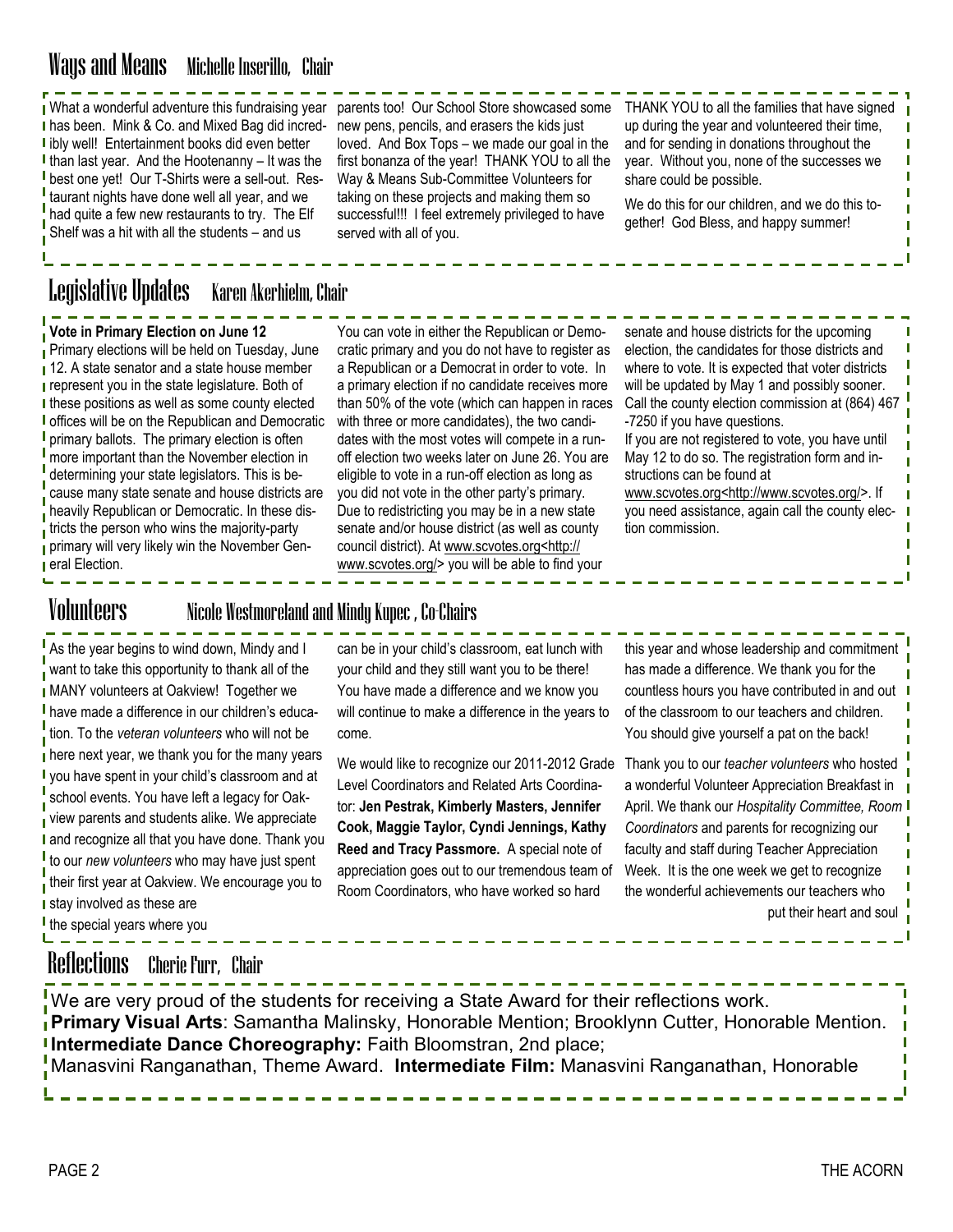## Ways and Means — Michelle Inserillo, Chair

What a wonderful adventure this fundraising year has been. Mink & Co. and Mixed Bag did incredibly well! Entertainment books did even better than last year. And the Hootenanny – It was the best one yet! Our T-Shirts were a sell-out. Restaurant nights have done well all year, and we had quite a few new restaurants to try. The Elf Shelf was a hit with all the students – and us parents too! Our School Store showcased some new pens, pencils, and erasers the kids just loved. And Box Tops – we made our goal in the first bonanza of the year! THANK YOU to all the Way & Means Sub-Committee Volunteers for taking on these projects and making them so successful!!! I feel extremely privileged to have served with all of you.

THANK YOU to all the families that have signed up during the year and volunteered their time, and for sending in donations throughout the year. Without you, none of the successes we share could be possible.

We do this for our children, and we do this together! God Bless, and happy summer!

## Legislative Updates — Karen Akerhielm, Chair

**Vote in Primary Election on June 12**

Primary elections will be held on Tuesday, June 12. A state senator and a state house member represent you in the state legislature. Both of these positions as well as some county elected offices will be on the Republican and Democratic primary ballots. The primary election is often more important than the November election in determining your state legislators. This is because many state senate and house districts are heavily Republican or Democratic. In these districts the person who wins the majority-party primary will very likely win the November General Election.

You can vote in either the Republican or Democratic primary and you do not have to register as a Republican or a Democrat in order to vote. In a primary election if no candidate receives more than 50% of the vote (which can happen in races with three or more candidates), the two candidates with the most votes will compete in a run-off election two weeks later on June 26. You are eligible to vote in a run-off election as long as you did not vote in the other party's primary. Due to redistricting you may be in a new state senate and/or house district (as well as county council district). At www.scvotes.org<http://www.scvotes.org/> you will be able to find your senate and house districts for the upcoming election, the candidates for those districts and where to vote. It is expected that voter districts will be updated by May 1 and possibly sooner. Call the county election commission at (864) 467-7250 if you have questions.

If you are not registered to vote, you have until May 12 to do so. The registration form and instructions can be found at www.scvotes.org<http://www.scvotes.org/>. If you need assistance, again call the county election commission.

## Volunteers — Nicole Westmoreland and Mindy Kupec , Co-Chairs

As the year begins to wind down, Mindy and I want to take this opportunity to thank all of the MANY volunteers at Oakview! Together we have made a difference in our children's education. To the *veteran volunteers* who will not be here next year, we thank you for the many years you have spent in your child's classroom and at school events. You have left a legacy for Oakview parents and students alike. We appreciate and recognize all that you have done. Thank you to our *new volunteers* who may have just spent their first year at Oakview. We encourage you to stay involved as these are the special years where you can be in your child's classroom, eat lunch with your child and they still want you to be there! You have made a difference and we know you will continue to make a difference in the years to come.

We would like to recognize our 2011-2012 Grade Level Coordinators and Related Arts Coordinator: **Jen Pestrak, Kimberly Masters, Jennifer Cook, Maggie Taylor, Cyndi Jennings, Kathy Reed and Tracy Passmore.** A special note of appreciation goes out to our tremendous team of Room Coordinators, who have worked so hard this year and whose leadership and commitment has made a difference. We thank you for the countless hours you have contributed in and out of the classroom to our teachers and children. You should give yourself a pat on the back!

Thank you to our *teacher volunteers* who hosted a wonderful Volunteer Appreciation Breakfast in April. We thank our *Hospitality Committee, Room Coordinators* and parents for recognizing our faculty and staff during Teacher Appreciation Week. It is the one week we get to recognize the wonderful achievements our teachers who put their heart and soul

## Reflections — Cherie Furr, Chair

We are very proud of the students for receiving a State Award for their reflections work.
**Primary Visual Arts**: Samantha Malinsky, Honorable Mention; Brooklynn Cutter, Honorable Mention.
**Intermediate Dance Choreography:** Faith Bloomstran, 2nd place;
Manasvini Ranganathan, Theme Award. **Intermediate Film:** Manasvini Ranganathan, Honorable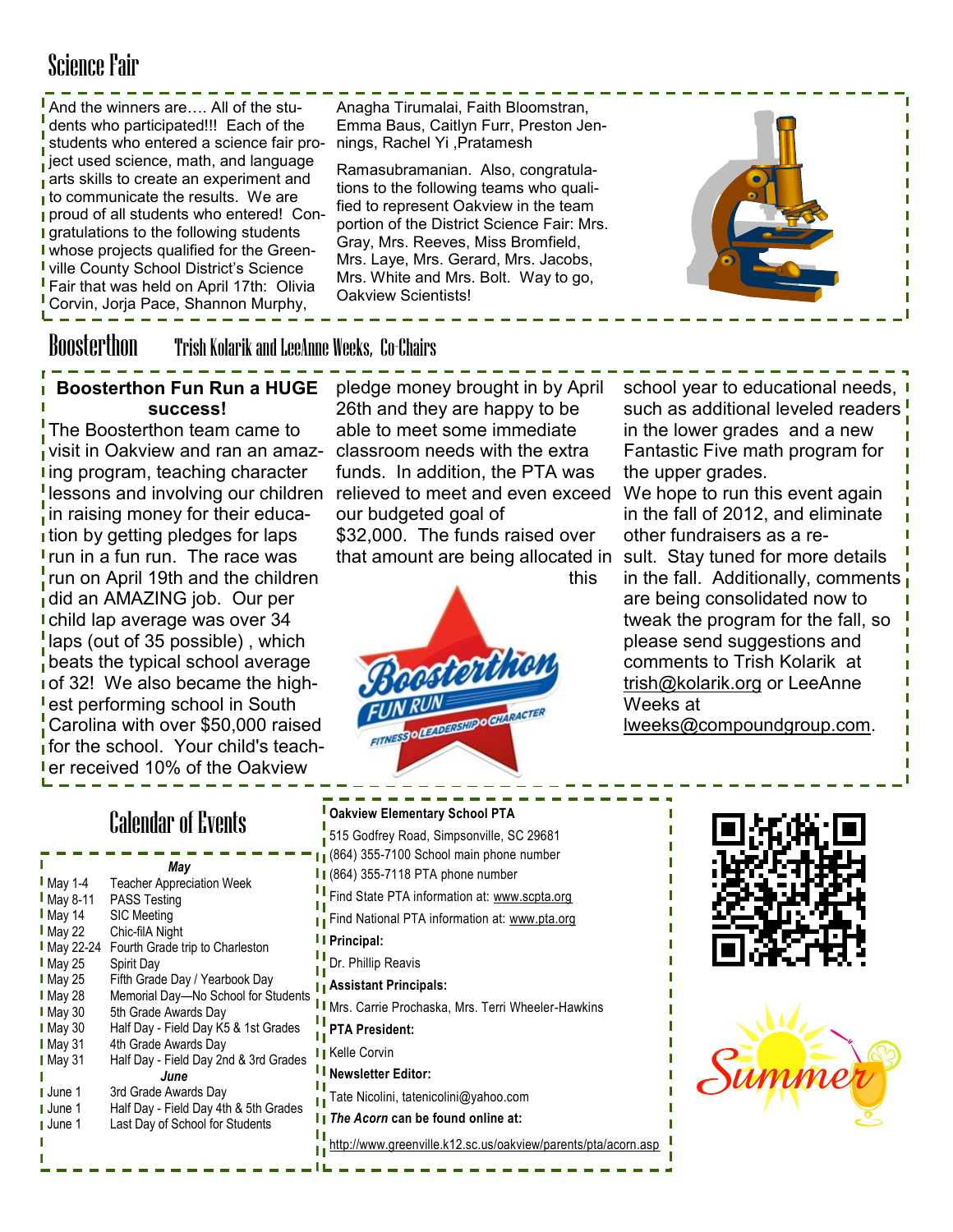# Science Fair

And the winners are…. All of the students who participated!!! Each of the students who entered a science fair project used science, math, and language arts skills to create an experiment and to communicate the results. We are proud of all students who entered! Congratulations to the following students whose projects qualified for the Greenville County School District's Science Fair that was held on April 17th: Olivia Corvin, Jorja Pace, Shannon Murphy, Anagha Tirumalai, Faith Bloomstran, Emma Baus, Caitlyn Furr, Preston Jennings, Rachel Yi ,Pratamesh Ramasubramanian. Also, congratulations to the following teams who qualified to represent Oakview in the team portion of the District Science Fair: Mrs. Gray, Mrs. Reeves, Miss Bromfield, Mrs. Laye, Mrs. Gerard, Mrs. Jacobs, Mrs. White and Mrs. Bolt. Way to go, Oakview Scientists!

# Boosterthon

Trish Kolarik and LeeAnne Weeks, Co-Chairs

**Boosterthon Fun Run a HUGE success!**

The Boosterthon team came to visit in Oakview and ran an amazing program, teaching character lessons and involving our children in raising money for their education by getting pledges for laps run in a fun run. The race was run on April 19th and the children did an AMAZING job. Our per child lap average was over 34 laps (out of 35 possible) , which beats the typical school average of 32! We also became the highest performing school in South Carolina with over $50,000 raised for the school. Your child's teacher received 10% of the Oakview pledge money brought in by April 26th and they are happy to be able to meet some immediate classroom needs with the extra funds. In addition, the PTA was relieved to meet and even exceed our budgeted goal of $32,000. The funds raised over that amount are being allocated in this school year to educational needs, such as additional leveled readers in the lower grades and a new Fantastic Five math program for the upper grades.

We hope to run this event again in the fall of 2012, and eliminate other fundraisers as a result. Stay tuned for more details in the fall. Additionally, comments are being consolidated now to tweak the program for the fall, so please send suggestions and comments to Trish Kolarik at trish@kolarik.org or LeeAnne Weeks at lweeks@compoundgroup.com.

# Calendar of Events

| | |
|---|---|
| | ***May*** |
| May 1-4 | Teacher Appreciation Week |
| May 8-11 | PASS Testing |
| May 14 | SIC Meeting |
| May 22 | Chic-filA Night |
| May 22-24 | Fourth Grade trip to Charleston |
| May 25 | Spirit Day |
| May 25 | Fifth Grade Day / Yearbook Day |
| May 28 | Memorial Day—No School for Students |
| May 30 | 5th Grade Awards Day |
| May 30 | Half Day - Field Day K5 & 1st Grades |
| May 31 | 4th Grade Awards Day |
| May 31 | Half Day - Field Day 2nd & 3rd Grades |
| | ***June*** |
| June 1 | 3rd Grade Awards Day |
| June 1 | Half Day - Field Day 4th & 5th Grades |
| June 1 | Last Day of School for Students |

**Oakview Elementary School PTA**

515 Godfrey Road, Simpsonville, SC 29681

(864) 355-7100 School main phone number

(864) 355-7118 PTA phone number

Find State PTA information at: www.scpta.org

Find National PTA information at: www.pta.org

**Principal:**

Dr. Phillip Reavis

**Assistant Principals:**

Mrs. Carrie Prochaska, Mrs. Terri Wheeler-Hawkins

**PTA President:**

Kelle Corvin

**Newsletter Editor:**

Tate Nicolini, tatenicolini@yahoo.com

***The Acorn*** **can be found online at:**

http://www.greenville.k12.sc.us/oakview/parents/pta/acorn.asp